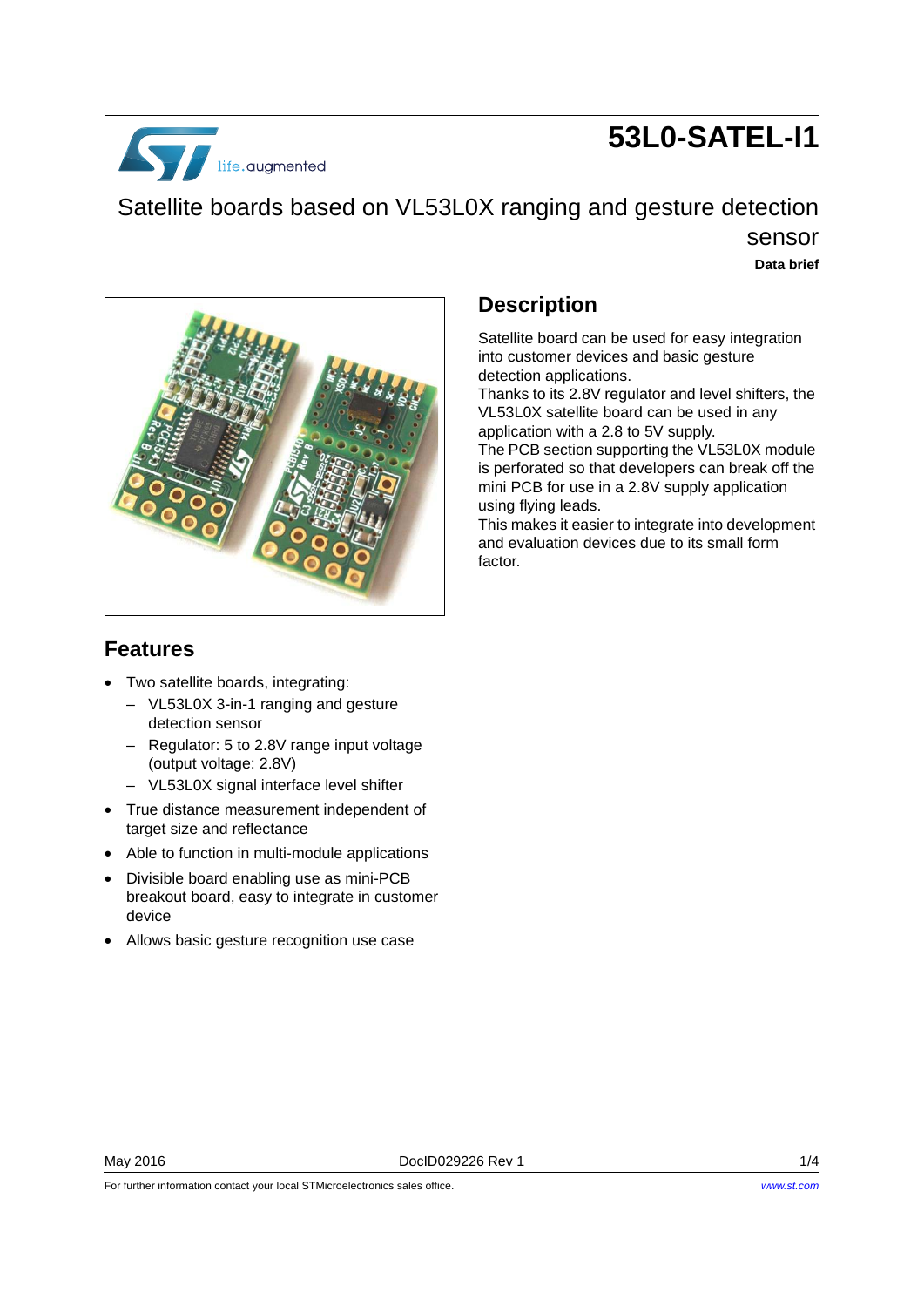# 53L0-SATEL-I1

## Satellite boards based on VL53L0X ranging and gesture detection sensor

**Data brief**

## Description

Satellite board can be used for easy integration into customer devices and basic gesture detection applications.

Thanks to its 2.8V regulator and level shifters, the VL53L0X satellite board can be used in any application with a 2.8 to 5V supply.

The PCB section supporting the VL53L0X module is perforated so that developers can break off the mini PCB for use in a 2.8V supply application using flying leads.

This makes it easier to integrate into development and evaluation devices due to its small form factor.

## Features

- Two satellite boards, integrating:
  - VL53L0X 3-in-1 ranging and gesture detection sensor
  - Regulator: 5 to 2.8V range input voltage (output voltage: 2.8V)
  - VL53L0X signal interface level shifter
- True distance measurement independent of target size and reflectance
- Able to function in multi-module applications
- Divisible board enabling use as mini-PCB breakout board, easy to integrate in customer device
- Allows basic gesture recognition use case

May 2016 DocID029226 Rev 1

For further information contact your local STMicroelectronics sales office. www.st.com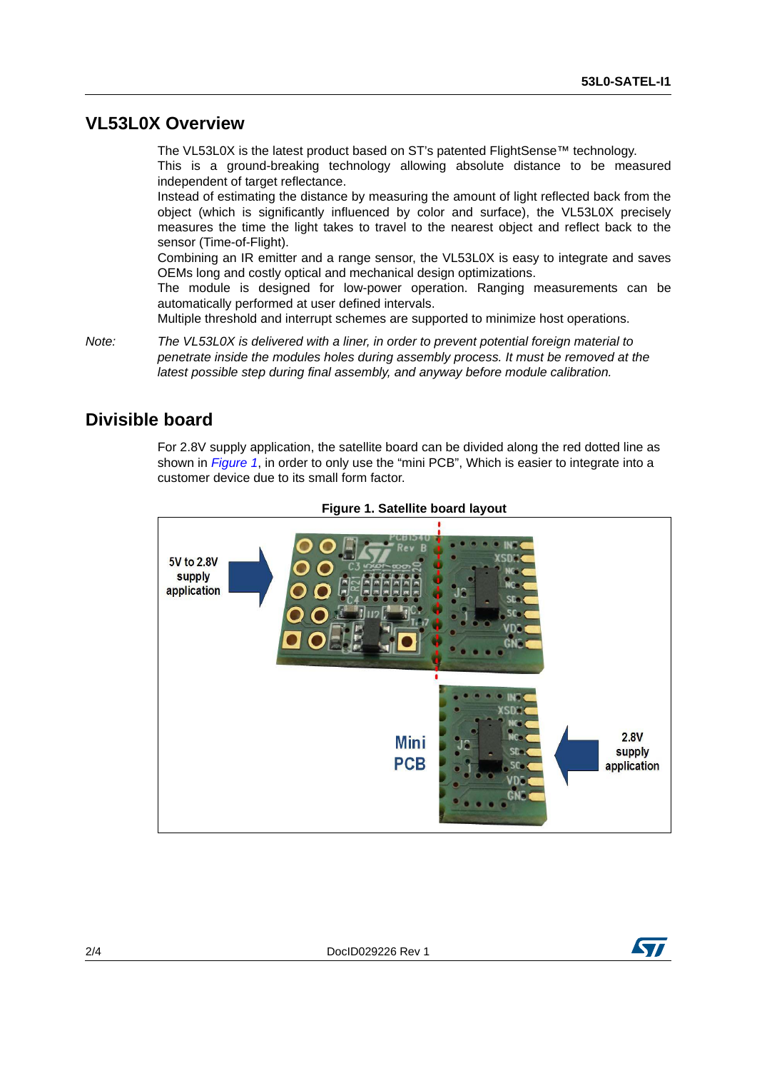## VL53L0X Overview

The VL53L0X is the latest product based on ST's patented FlightSense™ technology. This is a ground-breaking technology allowing absolute distance to be measured independent of target reflectance.
Instead of estimating the distance by measuring the amount of light reflected back from the object (which is significantly influenced by color and surface), the VL53L0X precisely measures the time the light takes to travel to the nearest object and reflect back to the sensor (Time-of-Flight).
Combining an IR emitter and a range sensor, the VL53L0X is easy to integrate and saves OEMs long and costly optical and mechanical design optimizations.
The module is designed for low-power operation. Ranging measurements can be automatically performed at user defined intervals.
Multiple threshold and interrupt schemes are supported to minimize host operations.

*Note: The VL53L0X is delivered with a liner, in order to prevent potential foreign material to penetrate inside the modules holes during assembly process. It must be removed at the latest possible step during final assembly, and anyway before module calibration.*

## Divisible board

For 2.8V supply application, the satellite board can be divided along the red dotted line as shown in *Figure 1*, in order to only use the "mini PCB", Which is easier to integrate into a customer device due to its small form factor.

**Figure 1. Satellite board layout**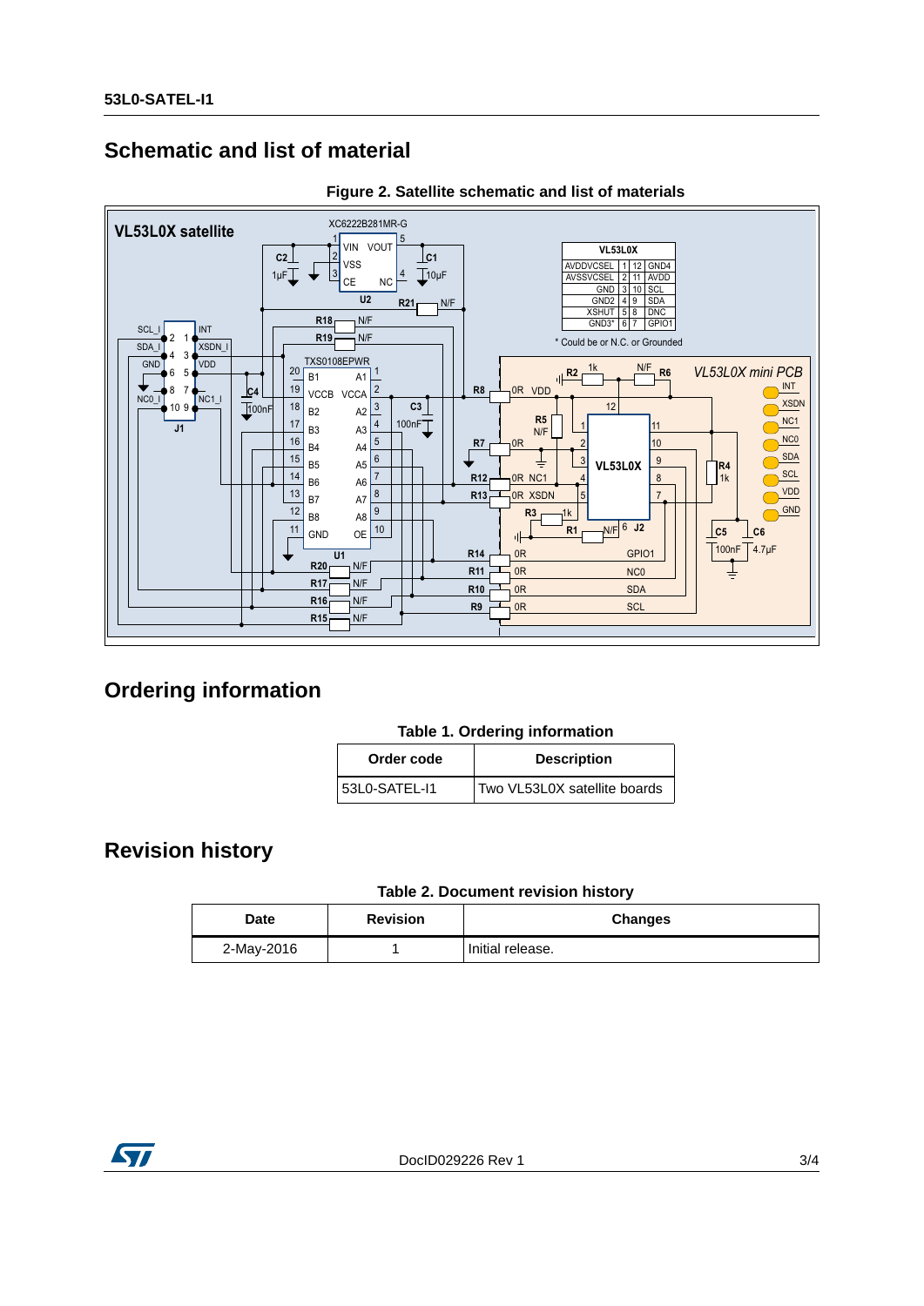## Schematic and list of material

**Figure 2. Satellite schematic and list of materials**

## Ordering information

**Table 1. Ordering information**

| Order code | Description |
|---|---|
| 53L0-SATEL-I1 | Two VL53L0X satellite boards |

## Revision history

**Table 2. Document revision history**

| Date | Revision | Changes |
|---|---|---|
| 2-May-2016 | 1 | Initial release. |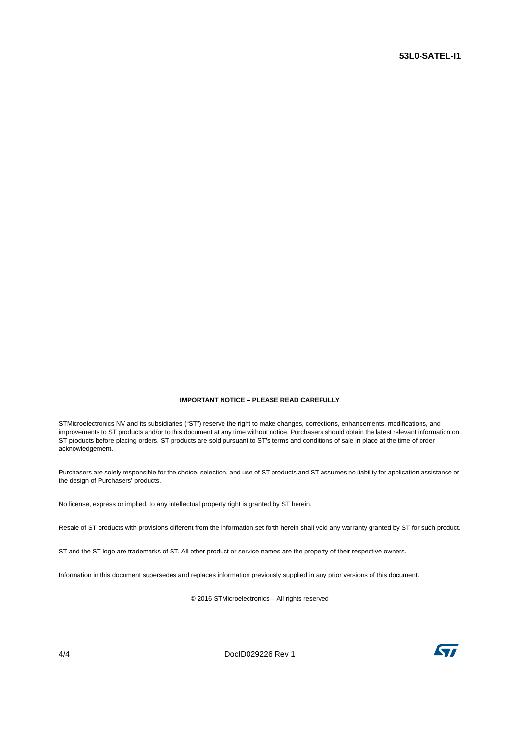**IMPORTANT NOTICE – PLEASE READ CAREFULLY**

STMicroelectronics NV and its subsidiaries ("ST") reserve the right to make changes, corrections, enhancements, modifications, and improvements to ST products and/or to this document at any time without notice. Purchasers should obtain the latest relevant information on ST products before placing orders. ST products are sold pursuant to ST's terms and conditions of sale in place at the time of order acknowledgement.

Purchasers are solely responsible for the choice, selection, and use of ST products and ST assumes no liability for application assistance or the design of Purchasers' products.

No license, express or implied, to any intellectual property right is granted by ST herein.

Resale of ST products with provisions different from the information set forth herein shall void any warranty granted by ST for such product.

ST and the ST logo are trademarks of ST. All other product or service names are the property of their respective owners.

Information in this document supersedes and replaces information previously supplied in any prior versions of this document.

© 2016 STMicroelectronics – All rights reserved